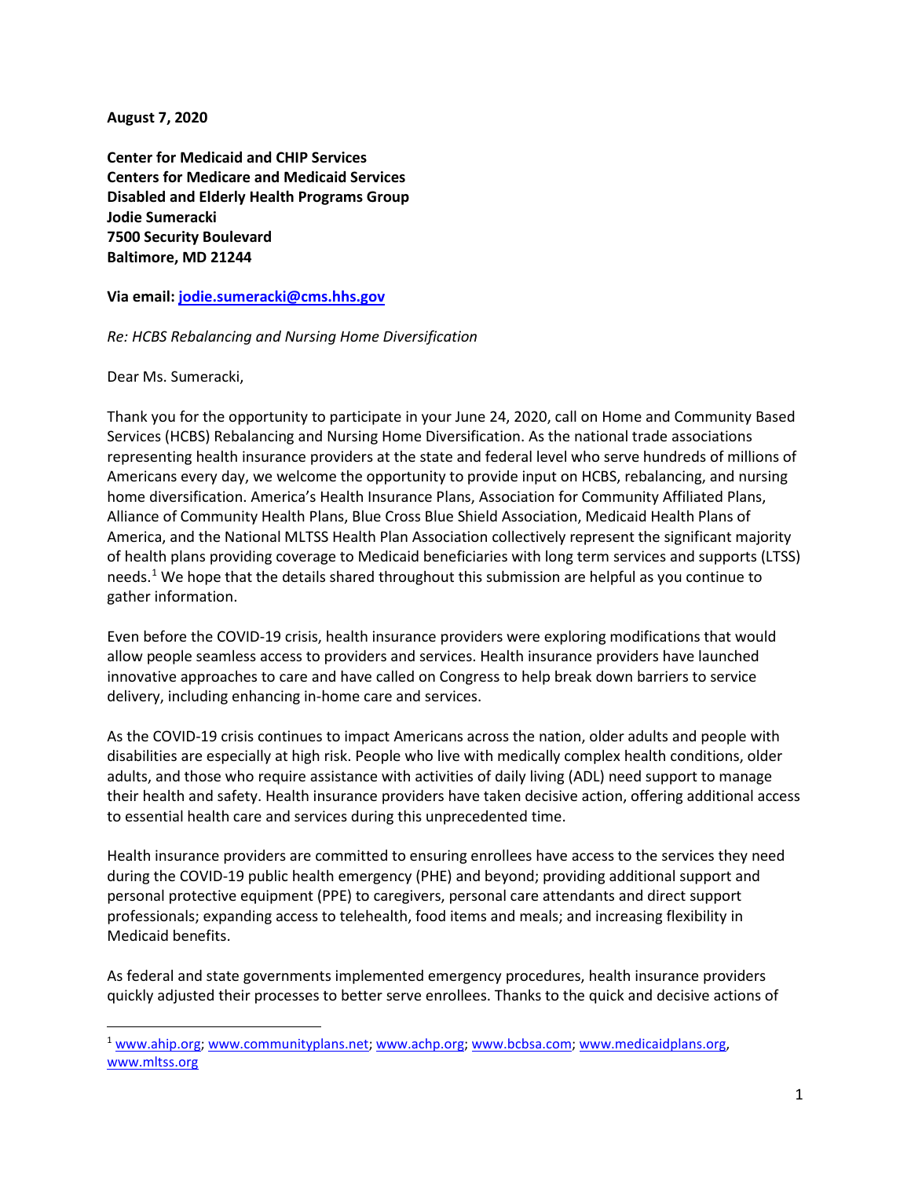**August 7, 2020**

**Center for Medicaid and CHIP Services**
**Centers for Medicare and Medicaid Services**
**Disabled and Elderly Health Programs Group**
**Jodie Sumeracki**
**7500 Security Boulevard**
**Baltimore, MD 21244**

**Via email: [jodie.sumeracki@cms.hhs.gov](mailto:jodie.sumeracki@cms.hhs.gov)**

*Re: HCBS Rebalancing and Nursing Home Diversification*

Dear Ms. Sumeracki,

Thank you for the opportunity to participate in your June 24, 2020, call on Home and Community Based Services (HCBS) Rebalancing and Nursing Home Diversification. As the national trade associations representing health insurance providers at the state and federal level who serve hundreds of millions of Americans every day, we welcome the opportunity to provide input on HCBS, rebalancing, and nursing home diversification. America's Health Insurance Plans, Association for Community Affiliated Plans, Alliance of Community Health Plans, Blue Cross Blue Shield Association, Medicaid Health Plans of America, and the National MLTSS Health Plan Association collectively represent the significant majority of health plans providing coverage to Medicaid beneficiaries with long term services and supports (LTSS) needs.[1] We hope that the details shared throughout this submission are helpful as you continue to gather information.

Even before the COVID-19 crisis, health insurance providers were exploring modifications that would allow people seamless access to providers and services. Health insurance providers have launched innovative approaches to care and have called on Congress to help break down barriers to service delivery, including enhancing in-home care and services.

As the COVID-19 crisis continues to impact Americans across the nation, older adults and people with disabilities are especially at high risk. People who live with medically complex health conditions, older adults, and those who require assistance with activities of daily living (ADL) need support to manage their health and safety. Health insurance providers have taken decisive action, offering additional access to essential health care and services during this unprecedented time.

Health insurance providers are committed to ensuring enrollees have access to the services they need during the COVID-19 public health emergency (PHE) and beyond; providing additional support and personal protective equipment (PPE) to caregivers, personal care attendants and direct support professionals; expanding access to telehealth, food items and meals; and increasing flexibility in Medicaid benefits.

As federal and state governments implemented emergency procedures, health insurance providers quickly adjusted their processes to better serve enrollees. Thanks to the quick and decisive actions of

[1] [www.ahip.org](http://www.ahip.org); [www.communityplans.net](http://www.communityplans.net); [www.achp.org](http://www.achp.org); [www.bcbsa.com](http://www.bcbsa.com); [www.medicaidplans.org](http://www.medicaidplans.org), [www.mltss.org](http://www.mltss.org)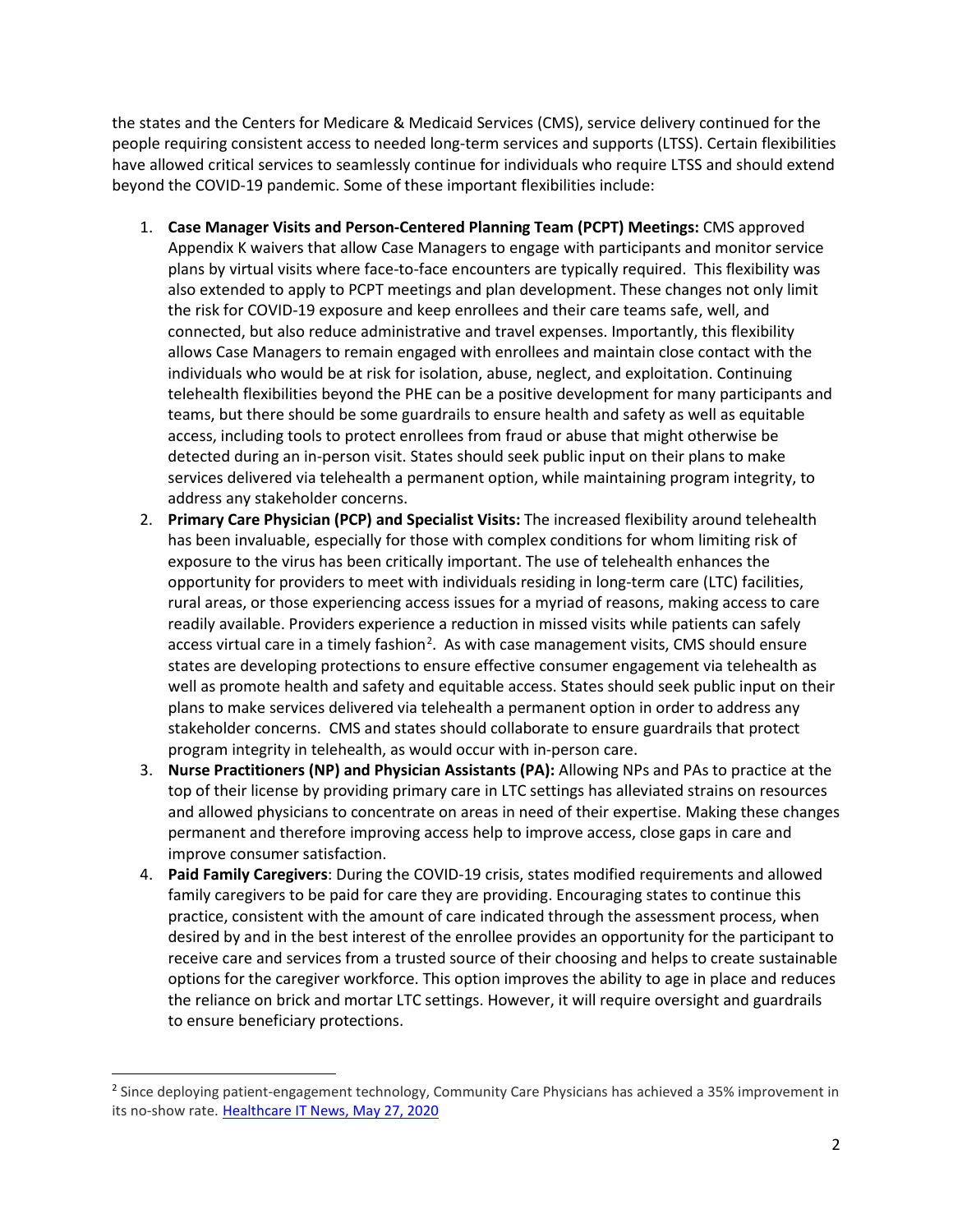the states and the Centers for Medicare & Medicaid Services (CMS), service delivery continued for the people requiring consistent access to needed long-term services and supports (LTSS). Certain flexibilities have allowed critical services to seamlessly continue for individuals who require LTSS and should extend beyond the COVID-19 pandemic. Some of these important flexibilities include:

1. **Case Manager Visits and Person-Centered Planning Team (PCPT) Meetings:** CMS approved Appendix K waivers that allow Case Managers to engage with participants and monitor service plans by virtual visits where face-to-face encounters are typically required. This flexibility was also extended to apply to PCPT meetings and plan development. These changes not only limit the risk for COVID-19 exposure and keep enrollees and their care teams safe, well, and connected, but also reduce administrative and travel expenses. Importantly, this flexibility allows Case Managers to remain engaged with enrollees and maintain close contact with the individuals who would be at risk for isolation, abuse, neglect, and exploitation. Continuing telehealth flexibilities beyond the PHE can be a positive development for many participants and teams, but there should be some guardrails to ensure health and safety as well as equitable access, including tools to protect enrollees from fraud or abuse that might otherwise be detected during an in-person visit. States should seek public input on their plans to make services delivered via telehealth a permanent option, while maintaining program integrity, to address any stakeholder concerns.
2. **Primary Care Physician (PCP) and Specialist Visits:** The increased flexibility around telehealth has been invaluable, especially for those with complex conditions for whom limiting risk of exposure to the virus has been critically important. The use of telehealth enhances the opportunity for providers to meet with individuals residing in long-term care (LTC) facilities, rural areas, or those experiencing access issues for a myriad of reasons, making access to care readily available. Providers experience a reduction in missed visits while patients can safely access virtual care in a timely fashion[2]. As with case management visits, CMS should ensure states are developing protections to ensure effective consumer engagement via telehealth as well as promote health and safety and equitable access. States should seek public input on their plans to make services delivered via telehealth a permanent option in order to address any stakeholder concerns. CMS and states should collaborate to ensure guardrails that protect program integrity in telehealth, as would occur with in-person care.
3. **Nurse Practitioners (NP) and Physician Assistants (PA):** Allowing NPs and PAs to practice at the top of their license by providing primary care in LTC settings has alleviated strains on resources and allowed physicians to concentrate on areas in need of their expertise. Making these changes permanent and therefore improving access help to improve access, close gaps in care and improve consumer satisfaction.
4. **Paid Family Caregivers**: During the COVID-19 crisis, states modified requirements and allowed family caregivers to be paid for care they are providing. Encouraging states to continue this practice, consistent with the amount of care indicated through the assessment process, when desired by and in the best interest of the enrollee provides an opportunity for the participant to receive care and services from a trusted source of their choosing and helps to create sustainable options for the caregiver workforce. This option improves the ability to age in place and reduces the reliance on brick and mortar LTC settings. However, it will require oversight and guardrails to ensure beneficiary protections.

---

[2] Since deploying patient-engagement technology, Community Care Physicians has achieved a 35% improvement in its no-show rate. Healthcare IT News, May 27, 2020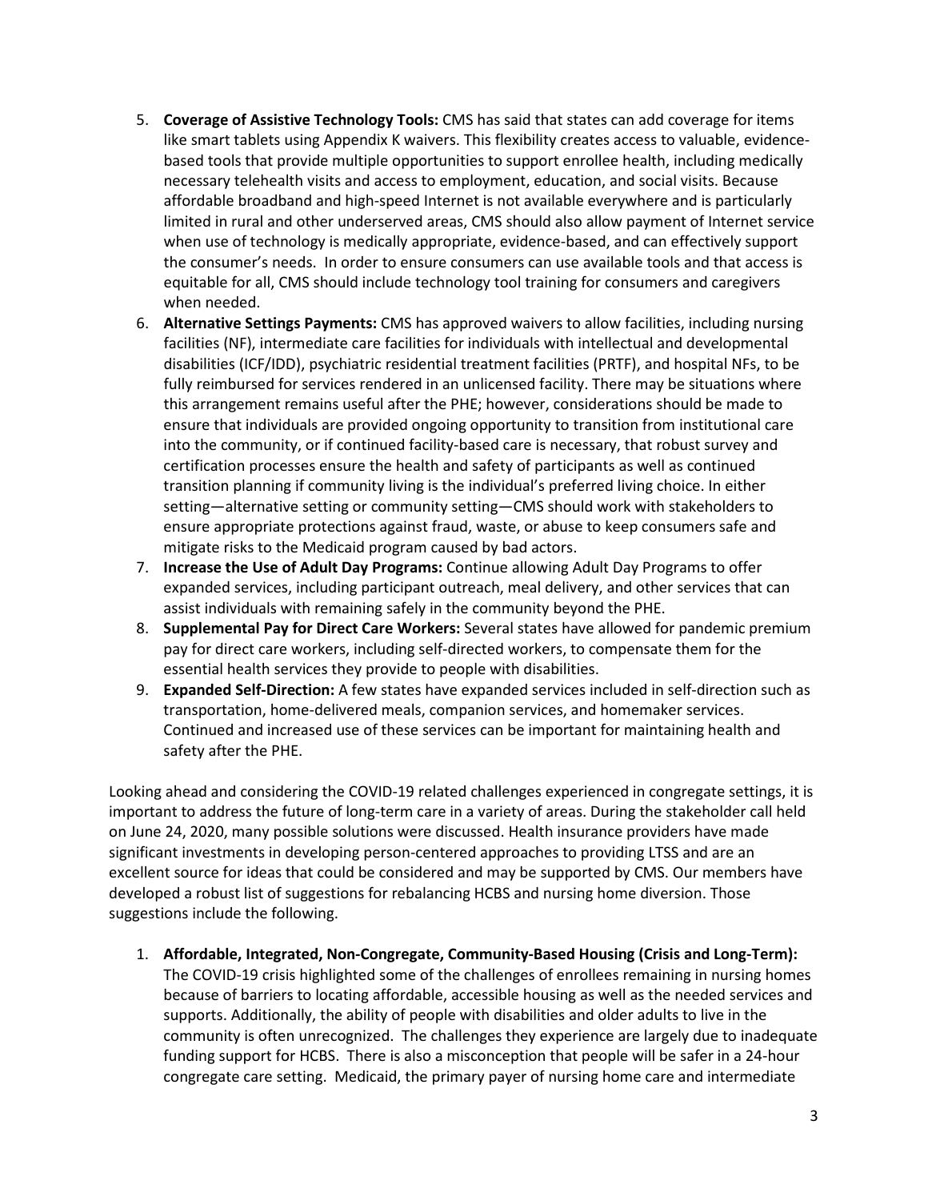5. **Coverage of Assistive Technology Tools:** CMS has said that states can add coverage for items like smart tablets using Appendix K waivers. This flexibility creates access to valuable, evidence-based tools that provide multiple opportunities to support enrollee health, including medically necessary telehealth visits and access to employment, education, and social visits. Because affordable broadband and high-speed Internet is not available everywhere and is particularly limited in rural and other underserved areas, CMS should also allow payment of Internet service when use of technology is medically appropriate, evidence-based, and can effectively support the consumer's needs. In order to ensure consumers can use available tools and that access is equitable for all, CMS should include technology tool training for consumers and caregivers when needed.
6. **Alternative Settings Payments:** CMS has approved waivers to allow facilities, including nursing facilities (NF), intermediate care facilities for individuals with intellectual and developmental disabilities (ICF/IDD), psychiatric residential treatment facilities (PRTF), and hospital NFs, to be fully reimbursed for services rendered in an unlicensed facility. There may be situations where this arrangement remains useful after the PHE; however, considerations should be made to ensure that individuals are provided ongoing opportunity to transition from institutional care into the community, or if continued facility-based care is necessary, that robust survey and certification processes ensure the health and safety of participants as well as continued transition planning if community living is the individual's preferred living choice. In either setting—alternative setting or community setting—CMS should work with stakeholders to ensure appropriate protections against fraud, waste, or abuse to keep consumers safe and mitigate risks to the Medicaid program caused by bad actors.
7. **Increase the Use of Adult Day Programs:** Continue allowing Adult Day Programs to offer expanded services, including participant outreach, meal delivery, and other services that can assist individuals with remaining safely in the community beyond the PHE.
8. **Supplemental Pay for Direct Care Workers:** Several states have allowed for pandemic premium pay for direct care workers, including self-directed workers, to compensate them for the essential health services they provide to people with disabilities.
9. **Expanded Self-Direction:** A few states have expanded services included in self-direction such as transportation, home-delivered meals, companion services, and homemaker services. Continued and increased use of these services can be important for maintaining health and safety after the PHE.

Looking ahead and considering the COVID-19 related challenges experienced in congregate settings, it is important to address the future of long-term care in a variety of areas. During the stakeholder call held on June 24, 2020, many possible solutions were discussed. Health insurance providers have made significant investments in developing person-centered approaches to providing LTSS and are an excellent source for ideas that could be considered and may be supported by CMS. Our members have developed a robust list of suggestions for rebalancing HCBS and nursing home diversion. Those suggestions include the following.

1. **Affordable, Integrated, Non-Congregate, Community-Based Housing (Crisis and Long-Term):** The COVID-19 crisis highlighted some of the challenges of enrollees remaining in nursing homes because of barriers to locating affordable, accessible housing as well as the needed services and supports. Additionally, the ability of people with disabilities and older adults to live in the community is often unrecognized. The challenges they experience are largely due to inadequate funding support for HCBS. There is also a misconception that people will be safer in a 24-hour congregate care setting. Medicaid, the primary payer of nursing home care and intermediate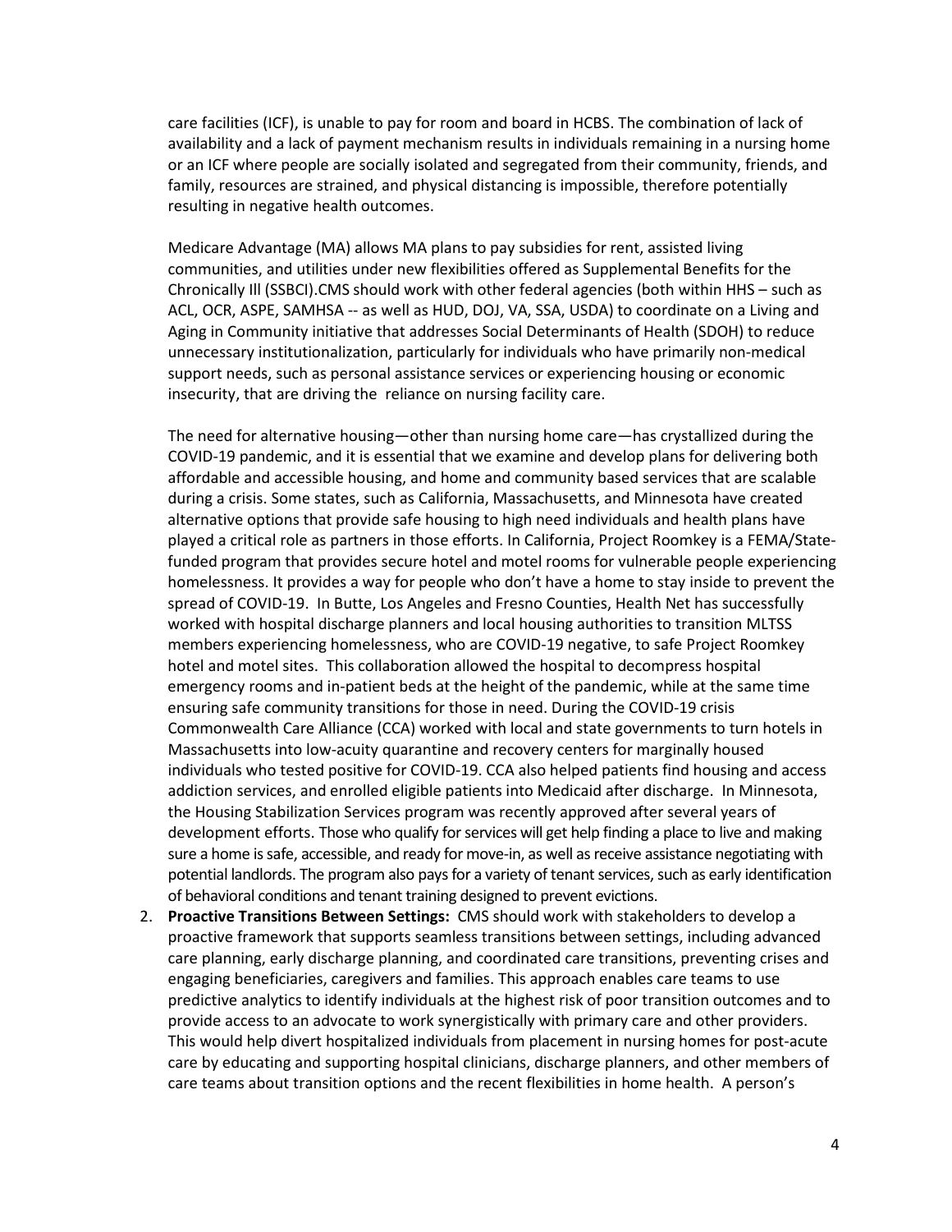care facilities (ICF), is unable to pay for room and board in HCBS. The combination of lack of availability and a lack of payment mechanism results in individuals remaining in a nursing home or an ICF where people are socially isolated and segregated from their community, friends, and family, resources are strained, and physical distancing is impossible, therefore potentially resulting in negative health outcomes.

Medicare Advantage (MA) allows MA plans to pay subsidies for rent, assisted living communities, and utilities under new flexibilities offered as Supplemental Benefits for the Chronically Ill (SSBCI).CMS should work with other federal agencies (both within HHS – such as ACL, OCR, ASPE, SAMHSA -- as well as HUD, DOJ, VA, SSA, USDA) to coordinate on a Living and Aging in Community initiative that addresses Social Determinants of Health (SDOH) to reduce unnecessary institutionalization, particularly for individuals who have primarily non-medical support needs, such as personal assistance services or experiencing housing or economic insecurity, that are driving the reliance on nursing facility care.

The need for alternative housing—other than nursing home care—has crystallized during the COVID-19 pandemic, and it is essential that we examine and develop plans for delivering both affordable and accessible housing, and home and community based services that are scalable during a crisis. Some states, such as California, Massachusetts, and Minnesota have created alternative options that provide safe housing to high need individuals and health plans have played a critical role as partners in those efforts. In California, Project Roomkey is a FEMA/State-funded program that provides secure hotel and motel rooms for vulnerable people experiencing homelessness. It provides a way for people who don't have a home to stay inside to prevent the spread of COVID-19. In Butte, Los Angeles and Fresno Counties, Health Net has successfully worked with hospital discharge planners and local housing authorities to transition MLTSS members experiencing homelessness, who are COVID-19 negative, to safe Project Roomkey hotel and motel sites. This collaboration allowed the hospital to decompress hospital emergency rooms and in-patient beds at the height of the pandemic, while at the same time ensuring safe community transitions for those in need. During the COVID-19 crisis Commonwealth Care Alliance (CCA) worked with local and state governments to turn hotels in Massachusetts into low-acuity quarantine and recovery centers for marginally housed individuals who tested positive for COVID-19. CCA also helped patients find housing and access addiction services, and enrolled eligible patients into Medicaid after discharge. In Minnesota, the Housing Stabilization Services program was recently approved after several years of development efforts. Those who qualify for services will get help finding a place to live and making sure a home is safe, accessible, and ready for move-in, as well as receive assistance negotiating with potential landlords. The program also pays for a variety of tenant services, such as early identification of behavioral conditions and tenant training designed to prevent evictions.

2. **Proactive Transitions Between Settings:** CMS should work with stakeholders to develop a proactive framework that supports seamless transitions between settings, including advanced care planning, early discharge planning, and coordinated care transitions, preventing crises and engaging beneficiaries, caregivers and families. This approach enables care teams to use predictive analytics to identify individuals at the highest risk of poor transition outcomes and to provide access to an advocate to work synergistically with primary care and other providers. This would help divert hospitalized individuals from placement in nursing homes for post-acute care by educating and supporting hospital clinicians, discharge planners, and other members of care teams about transition options and the recent flexibilities in home health. A person's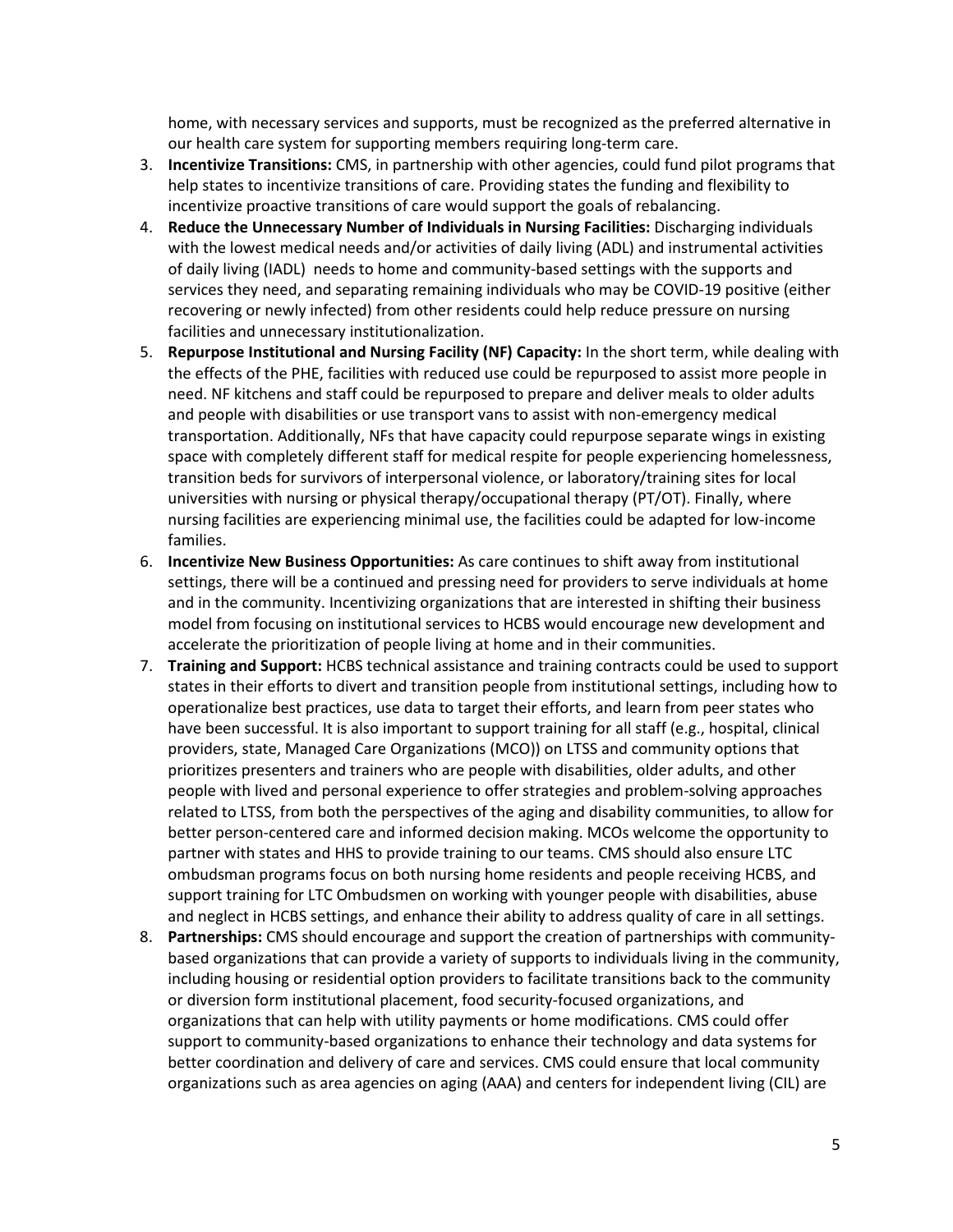home, with necessary services and supports, must be recognized as the preferred alternative in our health care system for supporting members requiring long-term care.

3. **Incentivize Transitions:** CMS, in partnership with other agencies, could fund pilot programs that help states to incentivize transitions of care. Providing states the funding and flexibility to incentivize proactive transitions of care would support the goals of rebalancing.
4. **Reduce the Unnecessary Number of Individuals in Nursing Facilities:** Discharging individuals with the lowest medical needs and/or activities of daily living (ADL) and instrumental activities of daily living (IADL) needs to home and community-based settings with the supports and services they need, and separating remaining individuals who may be COVID-19 positive (either recovering or newly infected) from other residents could help reduce pressure on nursing facilities and unnecessary institutionalization.
5. **Repurpose Institutional and Nursing Facility (NF) Capacity:** In the short term, while dealing with the effects of the PHE, facilities with reduced use could be repurposed to assist more people in need. NF kitchens and staff could be repurposed to prepare and deliver meals to older adults and people with disabilities or use transport vans to assist with non-emergency medical transportation. Additionally, NFs that have capacity could repurpose separate wings in existing space with completely different staff for medical respite for people experiencing homelessness, transition beds for survivors of interpersonal violence, or laboratory/training sites for local universities with nursing or physical therapy/occupational therapy (PT/OT). Finally, where nursing facilities are experiencing minimal use, the facilities could be adapted for low-income families.
6. **Incentivize New Business Opportunities:** As care continues to shift away from institutional settings, there will be a continued and pressing need for providers to serve individuals at home and in the community. Incentivizing organizations that are interested in shifting their business model from focusing on institutional services to HCBS would encourage new development and accelerate the prioritization of people living at home and in their communities.
7. **Training and Support:** HCBS technical assistance and training contracts could be used to support states in their efforts to divert and transition people from institutional settings, including how to operationalize best practices, use data to target their efforts, and learn from peer states who have been successful. It is also important to support training for all staff (e.g., hospital, clinical providers, state, Managed Care Organizations (MCO)) on LTSS and community options that prioritizes presenters and trainers who are people with disabilities, older adults, and other people with lived and personal experience to offer strategies and problem-solving approaches related to LTSS, from both the perspectives of the aging and disability communities, to allow for better person-centered care and informed decision making. MCOs welcome the opportunity to partner with states and HHS to provide training to our teams. CMS should also ensure LTC ombudsman programs focus on both nursing home residents and people receiving HCBS, and support training for LTC Ombudsmen on working with younger people with disabilities, abuse and neglect in HCBS settings, and enhance their ability to address quality of care in all settings.
8. **Partnerships:** CMS should encourage and support the creation of partnerships with community-based organizations that can provide a variety of supports to individuals living in the community, including housing or residential option providers to facilitate transitions back to the community or diversion form institutional placement, food security-focused organizations, and organizations that can help with utility payments or home modifications. CMS could offer support to community-based organizations to enhance their technology and data systems for better coordination and delivery of care and services. CMS could ensure that local community organizations such as area agencies on aging (AAA) and centers for independent living (CIL) are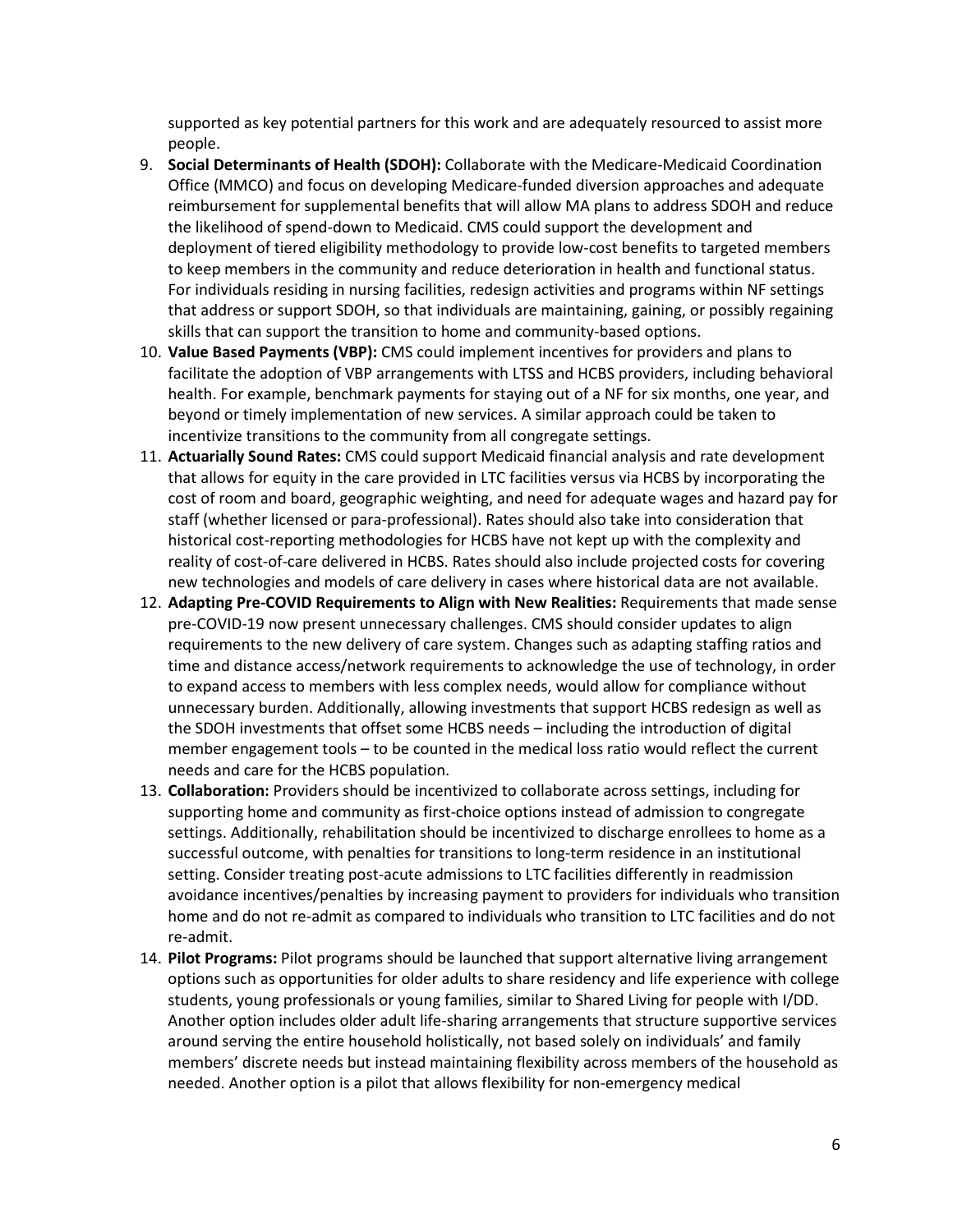supported as key potential partners for this work and are adequately resourced to assist more people.

9. **Social Determinants of Health (SDOH):** Collaborate with the Medicare-Medicaid Coordination Office (MMCO) and focus on developing Medicare-funded diversion approaches and adequate reimbursement for supplemental benefits that will allow MA plans to address SDOH and reduce the likelihood of spend-down to Medicaid. CMS could support the development and deployment of tiered eligibility methodology to provide low-cost benefits to targeted members to keep members in the community and reduce deterioration in health and functional status. For individuals residing in nursing facilities, redesign activities and programs within NF settings that address or support SDOH, so that individuals are maintaining, gaining, or possibly regaining skills that can support the transition to home and community-based options.
10. **Value Based Payments (VBP):** CMS could implement incentives for providers and plans to facilitate the adoption of VBP arrangements with LTSS and HCBS providers, including behavioral health. For example, benchmark payments for staying out of a NF for six months, one year, and beyond or timely implementation of new services. A similar approach could be taken to incentivize transitions to the community from all congregate settings.
11. **Actuarially Sound Rates:** CMS could support Medicaid financial analysis and rate development that allows for equity in the care provided in LTC facilities versus via HCBS by incorporating the cost of room and board, geographic weighting, and need for adequate wages and hazard pay for staff (whether licensed or para-professional). Rates should also take into consideration that historical cost-reporting methodologies for HCBS have not kept up with the complexity and reality of cost-of-care delivered in HCBS. Rates should also include projected costs for covering new technologies and models of care delivery in cases where historical data are not available.
12. **Adapting Pre-COVID Requirements to Align with New Realities:** Requirements that made sense pre-COVID-19 now present unnecessary challenges. CMS should consider updates to align requirements to the new delivery of care system. Changes such as adapting staffing ratios and time and distance access/network requirements to acknowledge the use of technology, in order to expand access to members with less complex needs, would allow for compliance without unnecessary burden. Additionally, allowing investments that support HCBS redesign as well as the SDOH investments that offset some HCBS needs – including the introduction of digital member engagement tools – to be counted in the medical loss ratio would reflect the current needs and care for the HCBS population.
13. **Collaboration:** Providers should be incentivized to collaborate across settings, including for supporting home and community as first-choice options instead of admission to congregate settings. Additionally, rehabilitation should be incentivized to discharge enrollees to home as a successful outcome, with penalties for transitions to long-term residence in an institutional setting. Consider treating post-acute admissions to LTC facilities differently in readmission avoidance incentives/penalties by increasing payment to providers for individuals who transition home and do not re-admit as compared to individuals who transition to LTC facilities and do not re-admit.
14. **Pilot Programs:** Pilot programs should be launched that support alternative living arrangement options such as opportunities for older adults to share residency and life experience with college students, young professionals or young families, similar to Shared Living for people with I/DD. Another option includes older adult life-sharing arrangements that structure supportive services around serving the entire household holistically, not based solely on individuals' and family members' discrete needs but instead maintaining flexibility across members of the household as needed. Another option is a pilot that allows flexibility for non-emergency medical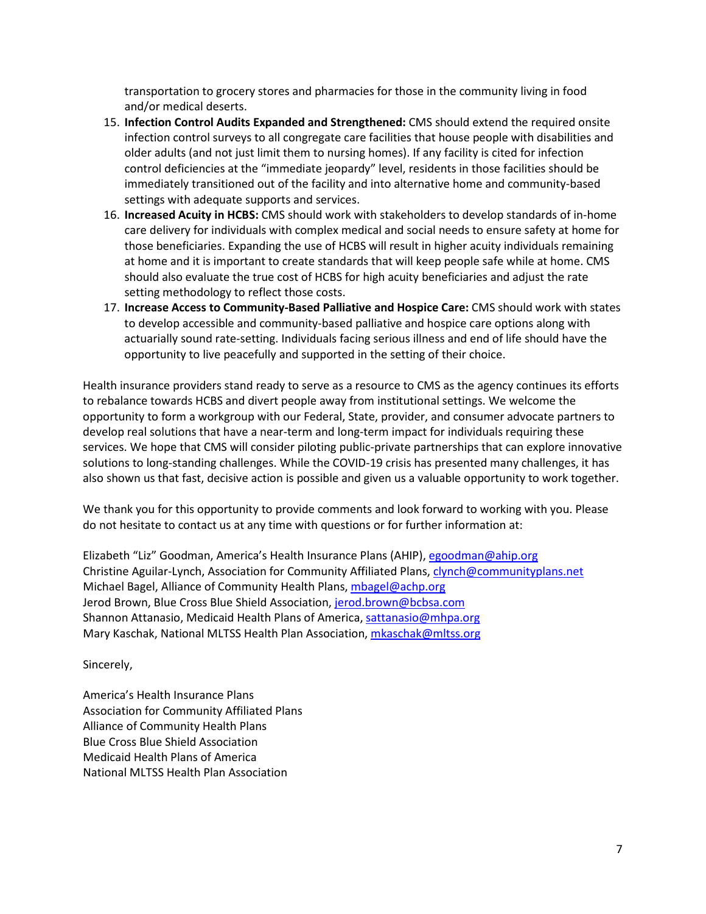transportation to grocery stores and pharmacies for those in the community living in food and/or medical deserts.

15. **Infection Control Audits Expanded and Strengthened:** CMS should extend the required onsite infection control surveys to all congregate care facilities that house people with disabilities and older adults (and not just limit them to nursing homes). If any facility is cited for infection control deficiencies at the "immediate jeopardy" level, residents in those facilities should be immediately transitioned out of the facility and into alternative home and community-based settings with adequate supports and services.
16. **Increased Acuity in HCBS:** CMS should work with stakeholders to develop standards of in-home care delivery for individuals with complex medical and social needs to ensure safety at home for those beneficiaries. Expanding the use of HCBS will result in higher acuity individuals remaining at home and it is important to create standards that will keep people safe while at home. CMS should also evaluate the true cost of HCBS for high acuity beneficiaries and adjust the rate setting methodology to reflect those costs.
17. **Increase Access to Community-Based Palliative and Hospice Care:** CMS should work with states to develop accessible and community-based palliative and hospice care options along with actuarially sound rate-setting. Individuals facing serious illness and end of life should have the opportunity to live peacefully and supported in the setting of their choice.

Health insurance providers stand ready to serve as a resource to CMS as the agency continues its efforts to rebalance towards HCBS and divert people away from institutional settings. We welcome the opportunity to form a workgroup with our Federal, State, provider, and consumer advocate partners to develop real solutions that have a near-term and long-term impact for individuals requiring these services. We hope that CMS will consider piloting public-private partnerships that can explore innovative solutions to long-standing challenges. While the COVID-19 crisis has presented many challenges, it has also shown us that fast, decisive action is possible and given us a valuable opportunity to work together.

We thank you for this opportunity to provide comments and look forward to working with you. Please do not hesitate to contact us at any time with questions or for further information at:

Elizabeth "Liz" Goodman, America's Health Insurance Plans (AHIP), egoodman@ahip.org
Christine Aguilar-Lynch, Association for Community Affiliated Plans, clynch@communityplans.net
Michael Bagel, Alliance of Community Health Plans, mbagel@achp.org
Jerod Brown, Blue Cross Blue Shield Association, jerod.brown@bcbsa.com
Shannon Attanasio, Medicaid Health Plans of America, sattanasio@mhpa.org
Mary Kaschak, National MLTSS Health Plan Association, mkaschak@mltss.org

Sincerely,

America's Health Insurance Plans
Association for Community Affiliated Plans
Alliance of Community Health Plans
Blue Cross Blue Shield Association
Medicaid Health Plans of America
National MLTSS Health Plan Association